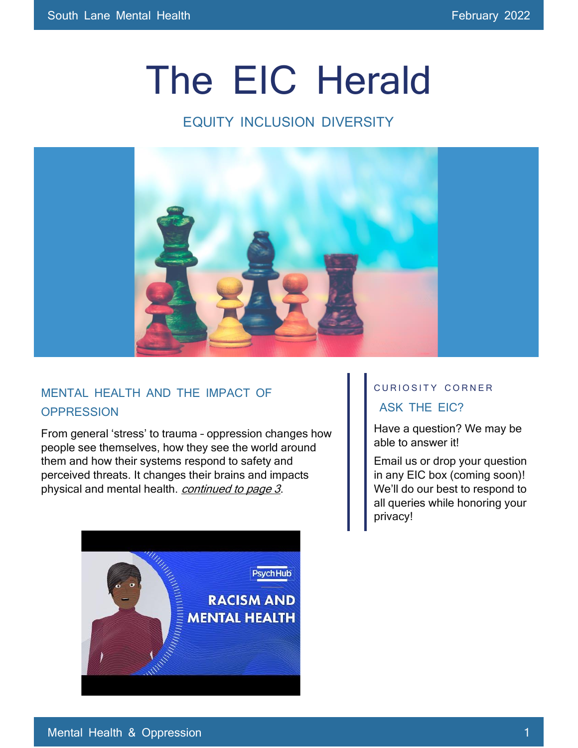# The EIC Herald

EQUITY INCLUSION DIVERSITY

## MENTAL HEALTH AND THE IMPACT OF OPPRESSION

From general 'stress' to trauma – oppression changes how people see themselves, how they see the world around them and how their systems respond to safety and perceived threats. It changes their brains and impacts physical and mental health. *continued to page 3*.

CURIOSITY CORNER

### ASK THE EIC?

Have a question? We may be able to answer it!

Email us or drop your question in any EIC box (coming soon)! We'll do our best to respond to all queries while honoring your privacy!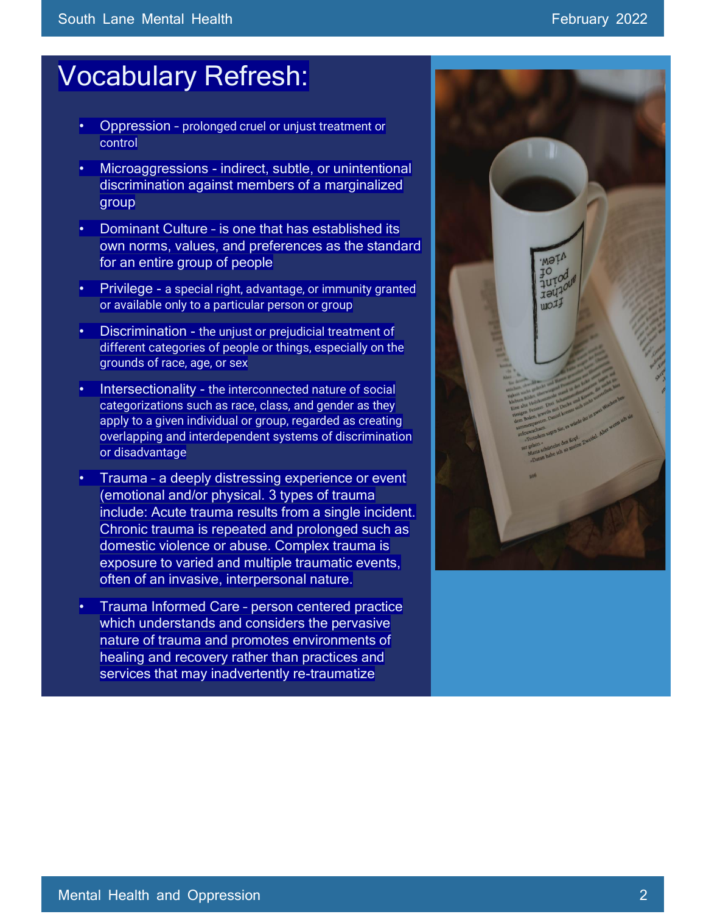# Vocabulary Refresh:

- Oppression - prolonged cruel or unjust treatment or control
- Microaggressions - indirect, subtle, or unintentional discrimination against members of a marginalized group
- Dominant Culture - is one that has established its own norms, values, and preferences as the standard for an entire group of people
- Privilege - a special right, advantage, or immunity granted or available only to a particular person or group
- Discrimination - the unjust or prejudicial treatment of different categories of people or things, especially on the grounds of race, age, or sex
- Intersectionality - the interconnected nature of social categorizations such as race, class, and gender as they apply to a given individual or group, regarded as creating overlapping and interdependent systems of discrimination or disadvantage
- Trauma - a deeply distressing experience or event (emotional and/or physical. 3 types of trauma include: Acute trauma results from a single incident. Chronic trauma is repeated and prolonged such as domestic violence or abuse. Complex trauma is exposure to varied and multiple traumatic events, often of an invasive, interpersonal nature.
- Trauma Informed Care - person centered practice which understands and considers the pervasive nature of trauma and promotes environments of healing and recovery rather than practices and services that may inadvertently re-traumatize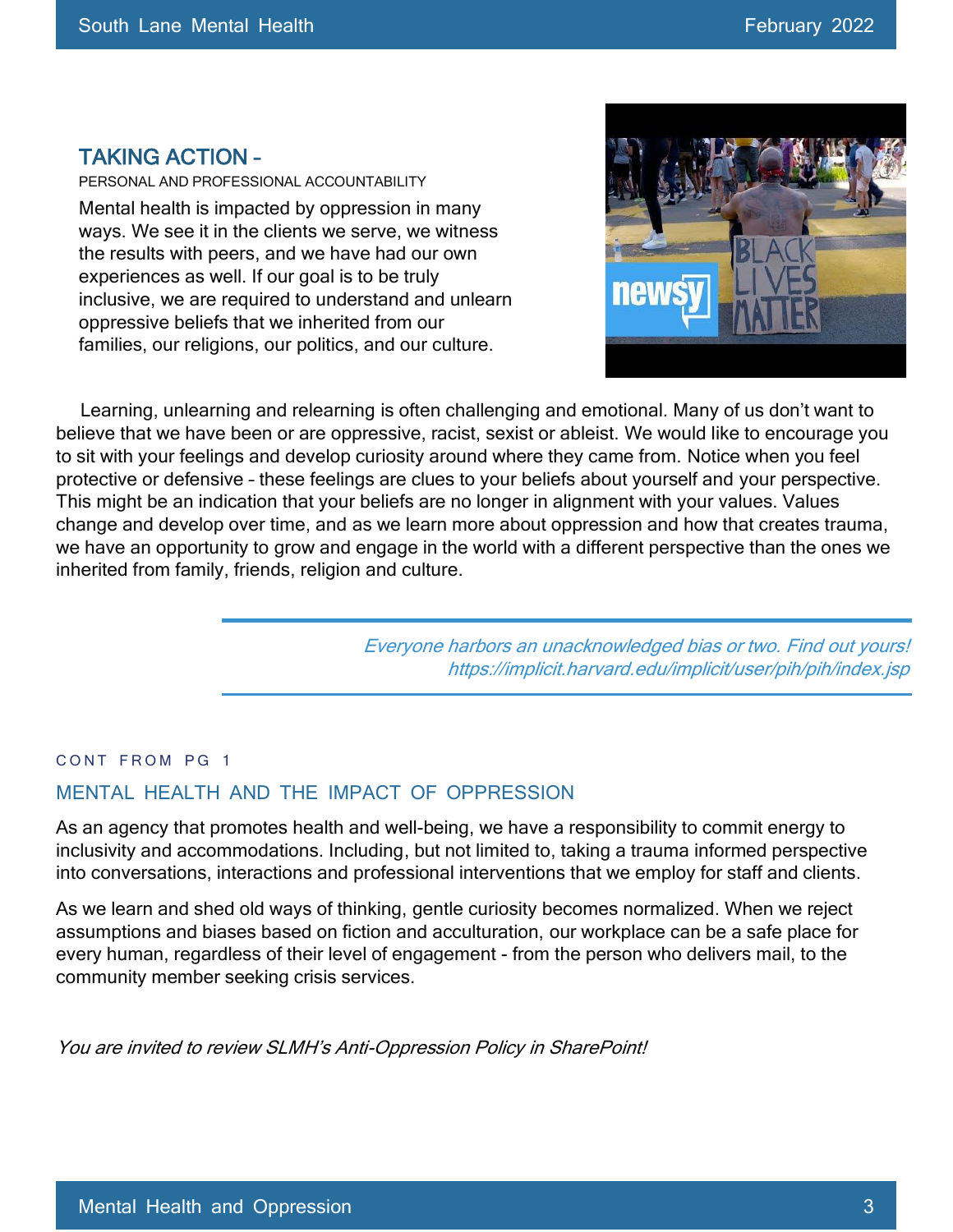## TAKING ACTION –

PERSONAL AND PROFESSIONAL ACCOUNTABILITY

Mental health is impacted by oppression in many ways. We see it in the clients we serve, we witness the results with peers, and we have had our own experiences as well. If our goal is to be truly inclusive, we are required to understand and unlearn oppressive beliefs that we inherited from our families, our religions, our politics, and our culture.

Learning, unlearning and relearning is often challenging and emotional. Many of us don't want to believe that we have been or are oppressive, racist, sexist or ableist. We would like to encourage you to sit with your feelings and develop curiosity around where they came from. Notice when you feel protective or defensive – these feelings are clues to your beliefs about yourself and your perspective. This might be an indication that your beliefs are no longer in alignment with your values. Values change and develop over time, and as we learn more about oppression and how that creates trauma, we have an opportunity to grow and engage in the world with a different perspective than the ones we inherited from family, friends, religion and culture.

---

*Everyone harbors an unacknowledged bias or two. Find out yours!*
*https://implicit.harvard.edu/implicit/user/pih/pih/index.jsp*

---

CONT FROM PG 1

## MENTAL HEALTH AND THE IMPACT OF OPPRESSION

As an agency that promotes health and well-being, we have a responsibility to commit energy to inclusivity and accommodations. Including, but not limited to, taking a trauma informed perspective into conversations, interactions and professional interventions that we employ for staff and clients.

As we learn and shed old ways of thinking, gentle curiosity becomes normalized. When we reject assumptions and biases based on fiction and acculturation, our workplace can be a safe place for every human, regardless of their level of engagement - from the person who delivers mail, to the community member seeking crisis services.

*You are invited to review SLMH's Anti-Oppression Policy in SharePoint!*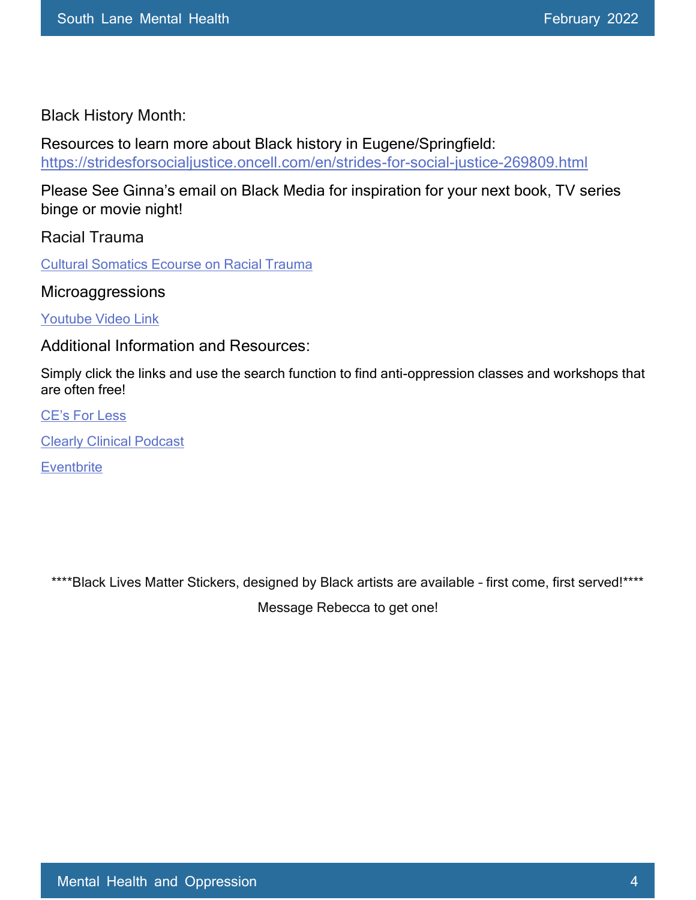## Black History Month:

Resources to learn more about Black history in Eugene/Springfield: https://stridesforsocialjustice.oncell.com/en/strides-for-social-justice-269809.html

Please See Ginna's email on Black Media for inspiration for your next book, TV series binge or movie night!

## Racial Trauma

Cultural Somatics Ecourse on Racial Trauma

## Microaggressions

Youtube Video Link

## Additional Information and Resources:

Simply click the links and use the search function to find anti-oppression classes and workshops that are often free!

CE's For Less

Clearly Clinical Podcast

Eventbrite

****Black Lives Matter Stickers, designed by Black artists are available – first come, first served!****

Message Rebecca to get one!